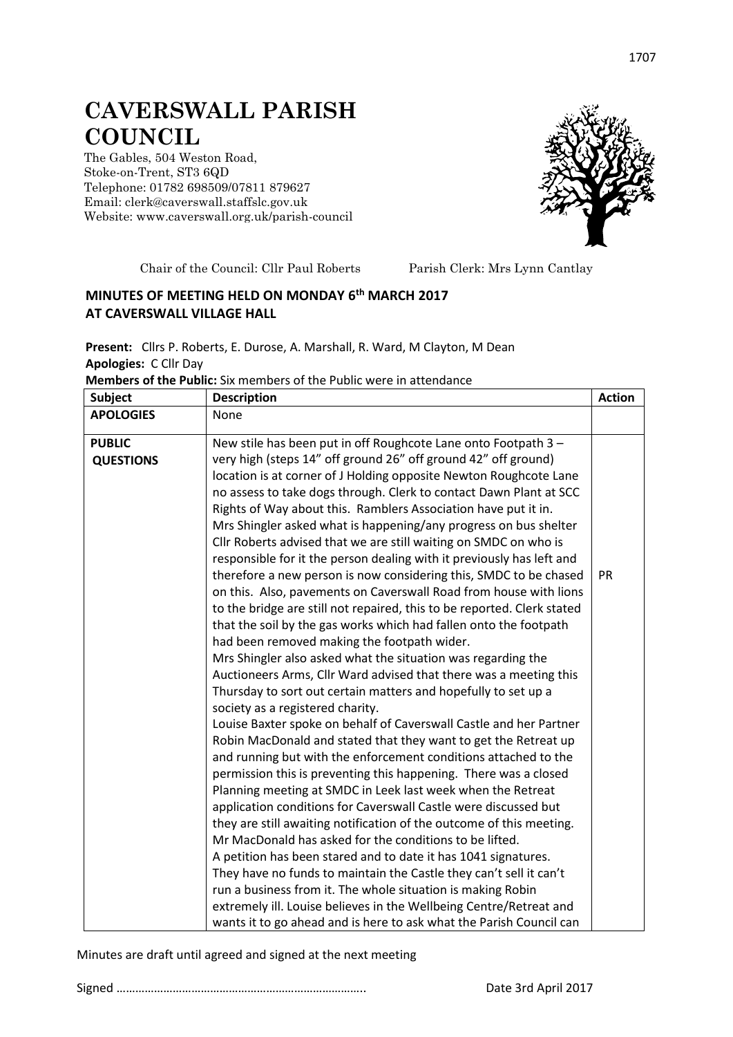# CAVERSWALL PARISH COUNCIL

The Gables, 504 Weston Road,
Stoke-on-Trent, ST3 6QD
Telephone: 01782 698509/07811 879627
Email: clerk@caverswall.staffslc.gov.uk
Website: www.caverswall.org.uk/parish-council

Chair of the Council: Cllr Paul Roberts Parish Clerk: Mrs Lynn Cantlay

## MINUTES OF MEETING HELD ON MONDAY 6th MARCH 2017 AT CAVERSWALL VILLAGE HALL

**Present:** Cllrs P. Roberts, E. Durose, A. Marshall, R. Ward, M Clayton, M Dean
**Apologies:** C Cllr Day
**Members of the Public:** Six members of the Public were in attendance

| Subject | Description | Action |
|---|---|---|
| **APOLOGIES** | None | |
| **PUBLIC QUESTIONS** | New stile has been put in off Roughcote Lane onto Footpath 3 – very high (steps 14" off ground 26" off ground 42" off ground) location is at corner of J Holding opposite Newton Roughcote Lane no assess to take dogs through. Clerk to contact Dawn Plant at SCC Rights of Way about this. Ramblers Association have put it in. Mrs Shingler asked what is happening/any progress on bus shelter Cllr Roberts advised that we are still waiting on SMDC on who is responsible for it the person dealing with it previously has left and therefore a new person is now considering this, SMDC to be chased on this. Also, pavements on Caverswall Road from house with lions to the bridge are still not repaired, this to be reported. Clerk stated that the soil by the gas works which had fallen onto the footpath had been removed making the footpath wider. Mrs Shingler also asked what the situation was regarding the Auctioneers Arms, Cllr Ward advised that there was a meeting this Thursday to sort out certain matters and hopefully to set up a society as a registered charity. Louise Baxter spoke on behalf of Caverswall Castle and her Partner Robin MacDonald and stated that they want to get the Retreat up and running but with the enforcement conditions attached to the permission this is preventing this happening. There was a closed Planning meeting at SMDC in Leek last week when the Retreat application conditions for Caverswall Castle were discussed but they are still awaiting notification of the outcome of this meeting. Mr MacDonald has asked for the conditions to be lifted. A petition has been stared and to date it has 1041 signatures. They have no funds to maintain the Castle they can't sell it can't run a business from it. The whole situation is making Robin extremely ill. Louise believes in the Wellbeing Centre/Retreat and wants it to go ahead and is here to ask what the Parish Council can | PR |

Minutes are draft until agreed and signed at the next meeting

Signed ………………………………………………………………….. Date 3rd April 2017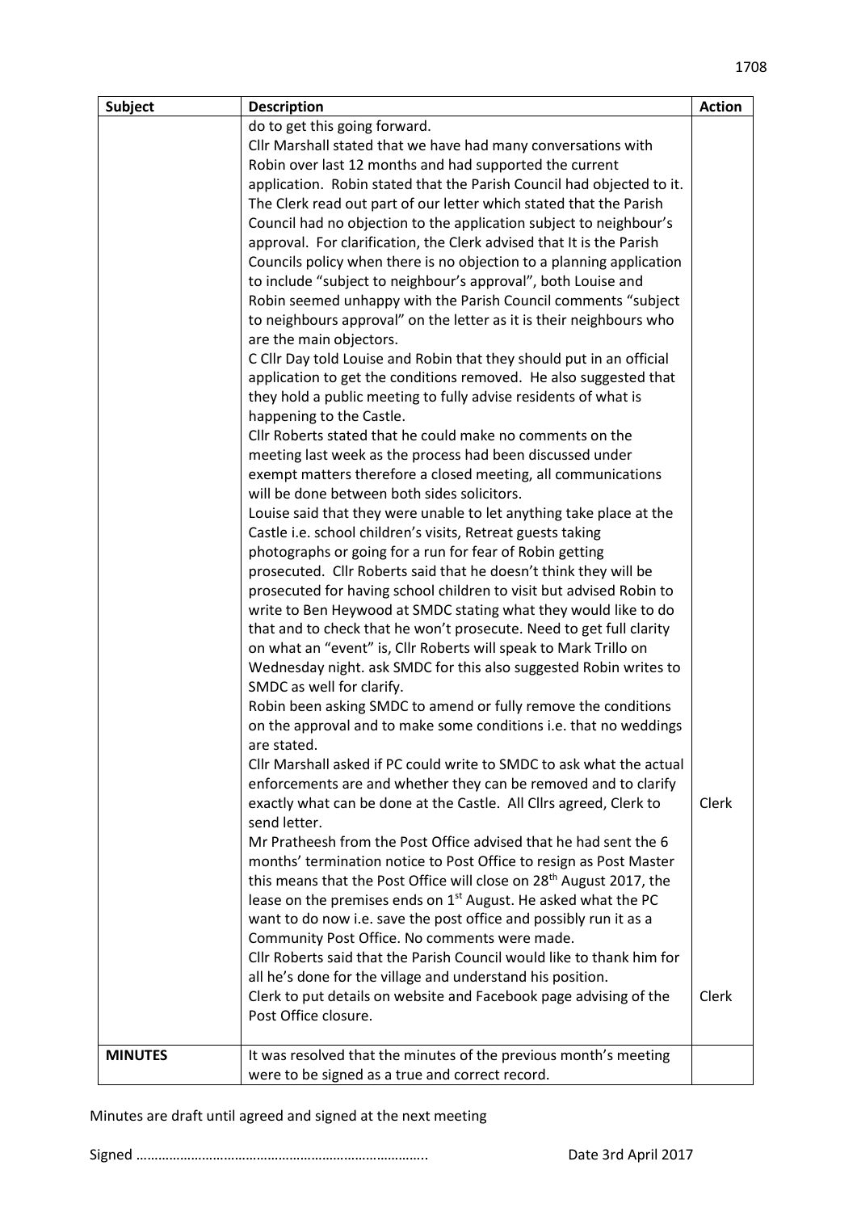| Subject | Description | Action |
|---|---|---|
| | do to get this going forward.<br>Cllr Marshall stated that we have had many conversations with Robin over last 12 months and had supported the current application. Robin stated that the Parish Council had objected to it. The Clerk read out part of our letter which stated that the Parish Council had no objection to the application subject to neighbour's approval. For clarification, the Clerk advised that It is the Parish Councils policy when there is no objection to a planning application to include "subject to neighbour's approval", both Louise and Robin seemed unhappy with the Parish Council comments "subject to neighbours approval" on the letter as it is their neighbours who are the main objectors.<br>C Cllr Day told Louise and Robin that they should put in an official application to get the conditions removed. He also suggested that they hold a public meeting to fully advise residents of what is happening to the Castle.<br>Cllr Roberts stated that he could make no comments on the meeting last week as the process had been discussed under exempt matters therefore a closed meeting, all communications will be done between both sides solicitors.<br>Louise said that they were unable to let anything take place at the Castle i.e. school children's visits, Retreat guests taking photographs or going for a run for fear of Robin getting prosecuted. Cllr Roberts said that he doesn't think they will be prosecuted for having school children to visit but advised Robin to write to Ben Heywood at SMDC stating what they would like to do that and to check that he won't prosecute. Need to get full clarity on what an "event" is, Cllr Roberts will speak to Mark Trillo on Wednesday night. ask SMDC for this also suggested Robin writes to SMDC as well for clarify.<br>Robin been asking SMDC to amend or fully remove the conditions on the approval and to make some conditions i.e. that no weddings are stated.<br>Cllr Marshall asked if PC could write to SMDC to ask what the actual enforcements are and whether they can be removed and to clarify exactly what can be done at the Castle. All Cllrs agreed, Clerk to send letter.<br>Mr Pratheesh from the Post Office advised that he had sent the 6 months' termination notice to Post Office to resign as Post Master this means that the Post Office will close on 28th August 2017, the lease on the premises ends on 1st August. He asked what the PC want to do now i.e. save the post office and possibly run it as a Community Post Office. No comments were made.<br>Cllr Roberts said that the Parish Council would like to thank him for all he's done for the village and understand his position.<br>Clerk to put details on website and Facebook page advising of the Post Office closure. | Clerk<br><br>Clerk |
| **MINUTES** | It was resolved that the minutes of the previous month's meeting were to be signed as a true and correct record. | |

Minutes are draft until agreed and signed at the next meeting

Signed ………………………………………………………………….. Date 3rd April 2017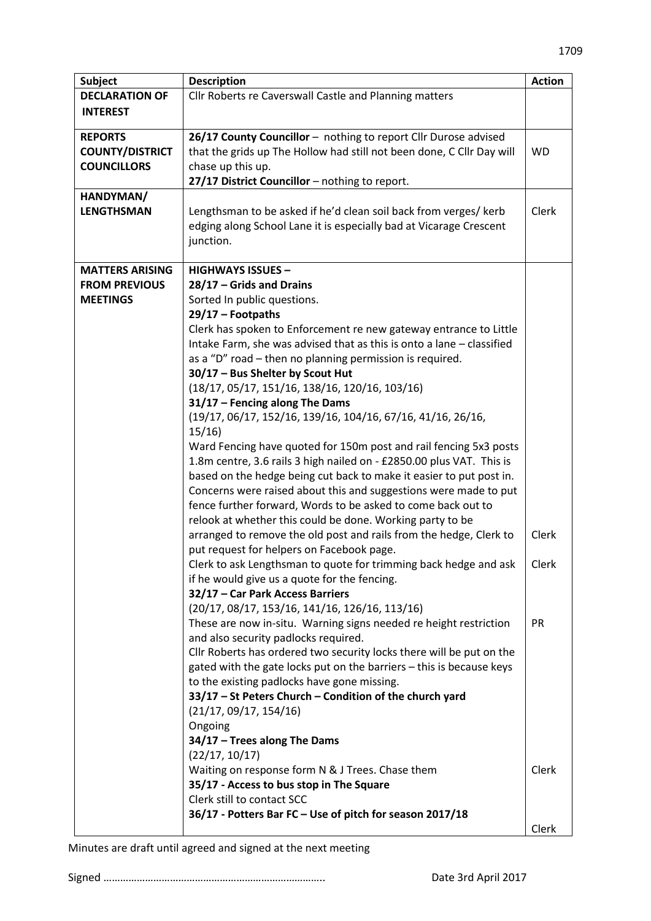| Subject | Description | Action |
|---|---|---|
| **DECLARATION OF INTEREST** | Cllr Roberts re Caverswall Castle and Planning matters | |
| **REPORTS COUNTY/DISTRICT COUNCILLORS** | **26/17 County Councillor** – nothing to report Cllr Durose advised that the grids up The Hollow had still not been done, C Cllr Day will chase up this up.<br>**27/17 District Councillor** – nothing to report. | WD |
| **HANDYMAN/ LENGTHSMAN** | Lengthsman to be asked if he'd clean soil back from verges/ kerb edging along School Lane it is especially bad at Vicarage Crescent junction. | Clerk |
| **MATTERS ARISING FROM PREVIOUS MEETINGS** | **HIGHWAYS ISSUES –**<br>**28/17 – Grids and Drains**<br>Sorted In public questions.<br>**29/17 – Footpaths**<br>Clerk has spoken to Enforcement re new gateway entrance to Little Intake Farm, she was advised that as this is onto a lane – classified as a "D" road – then no planning permission is required.<br>**30/17 – Bus Shelter by Scout Hut**<br>(18/17, 05/17, 151/16, 138/16, 120/16, 103/16)<br>**31/17 – Fencing along The Dams**<br>(19/17, 06/17, 152/16, 139/16, 104/16, 67/16, 41/16, 26/16, 15/16)<br>Ward Fencing have quoted for 150m post and rail fencing 5x3 posts 1.8m centre, 3.6 rails 3 high nailed on - £2850.00 plus VAT. This is based on the hedge being cut back to make it easier to put post in. Concerns were raised about this and suggestions were made to put fence further forward, Words to be asked to come back out to relook at whether this could be done. Working party to be arranged to remove the old post and rails from the hedge, Clerk to put request for helpers on Facebook page.<br>Clerk to ask Lengthsman to quote for trimming back hedge and ask if he would give us a quote for the fencing.<br>**32/17 – Car Park Access Barriers**<br>(20/17, 08/17, 153/16, 141/16, 126/16, 113/16)<br>These are now in-situ. Warning signs needed re height restriction and also security padlocks required.<br>Cllr Roberts has ordered two security locks there will be put on the gated with the gate locks put on the barriers – this is because keys to the existing padlocks have gone missing.<br>**33/17 – St Peters Church – Condition of the church yard**<br>(21/17, 09/17, 154/16)<br>Ongoing<br>**34/17 – Trees along The Dams**<br>(22/17, 10/17)<br>Waiting on response form N & J Trees. Chase them<br>**35/17 - Access to bus stop in The Square**<br>Clerk still to contact SCC<br>**36/17 - Potters Bar FC – Use of pitch for season 2017/18** | Clerk<br>Clerk<br>PR<br>Clerk<br>Clerk |

Minutes are draft until agreed and signed at the next meeting

Signed ………………………………………………………………….. Date 3rd April 2017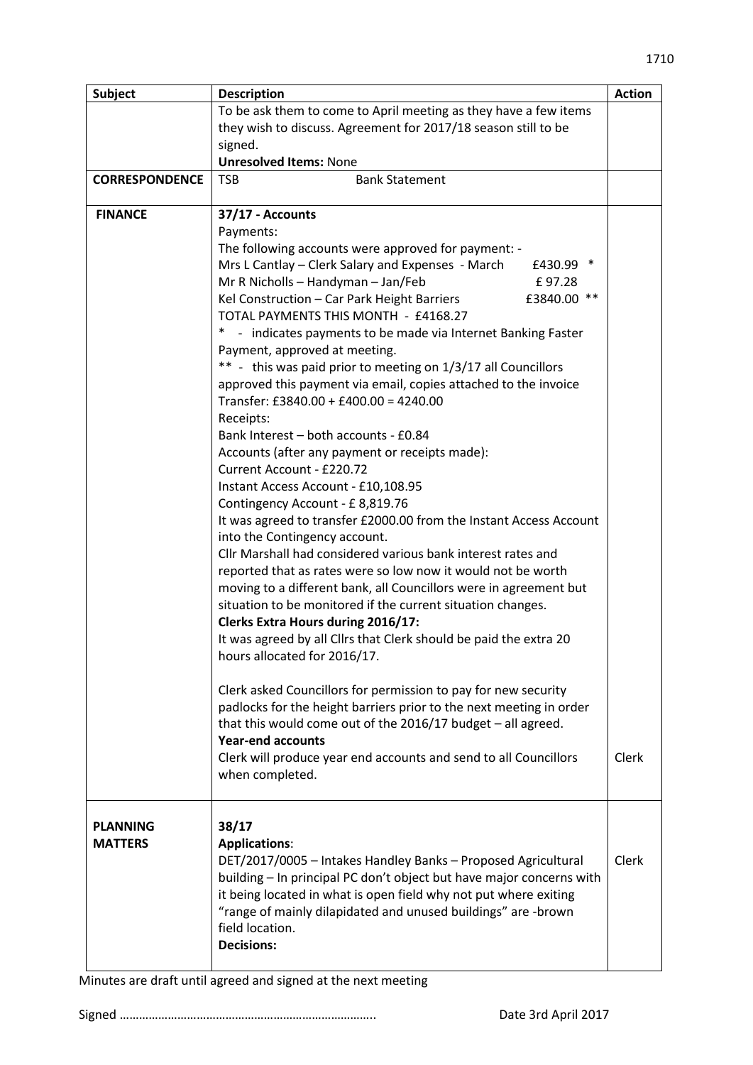| Subject | Description | Action |
|---|---|---|
| | To be ask them to come to April meeting as they have a few items they wish to discuss. Agreement for 2017/18 season still to be signed.<br>**Unresolved Items:** None | |
| **CORRESPONDENCE** | TSB Bank Statement | |
| **FINANCE** | **37/17 - Accounts**<br>Payments:<br>The following accounts were approved for payment: -<br>Mrs L Cantlay – Clerk Salary and Expenses - March £430.99 *<br>Mr R Nicholls – Handyman – Jan/Feb £ 97.28<br>Kel Construction – Car Park Height Barriers £3840.00 **<br>TOTAL PAYMENTS THIS MONTH - £4168.27<br>* - indicates payments to be made via Internet Banking Faster Payment, approved at meeting.<br>** - this was paid prior to meeting on 1/3/17 all Councillors approved this payment via email, copies attached to the invoice<br>Transfer: £3840.00 + £400.00 = 4240.00<br>Receipts:<br>Bank Interest – both accounts - £0.84<br>Accounts (after any payment or receipts made):<br>Current Account - £220.72<br>Instant Access Account - £10,108.95<br>Contingency Account - £ 8,819.76<br>It was agreed to transfer £2000.00 from the Instant Access Account into the Contingency account.<br>Cllr Marshall had considered various bank interest rates and reported that as rates were so low now it would not be worth moving to a different bank, all Councillors were in agreement but situation to be monitored if the current situation changes.<br>**Clerks Extra Hours during 2016/17:**<br>It was agreed by all Cllrs that Clerk should be paid the extra 20 hours allocated for 2016/17.<br><br>Clerk asked Councillors for permission to pay for new security padlocks for the height barriers prior to the next meeting in order that this would come out of the 2016/17 budget – all agreed.<br>**Year-end accounts**<br>Clerk will produce year end accounts and send to all Councillors when completed. | Clerk |
| **PLANNING MATTERS** | **38/17**<br>**Applications**:<br>DET/2017/0005 – Intakes Handley Banks – Proposed Agricultural building – In principal PC don't object but have major concerns with it being located in what is open field why not put where exiting "range of mainly dilapidated and unused buildings" are -brown field location.<br>**Decisions:** | Clerk |

Minutes are draft until agreed and signed at the next meeting

Signed ………………………………………………………………….. Date 3rd April 2017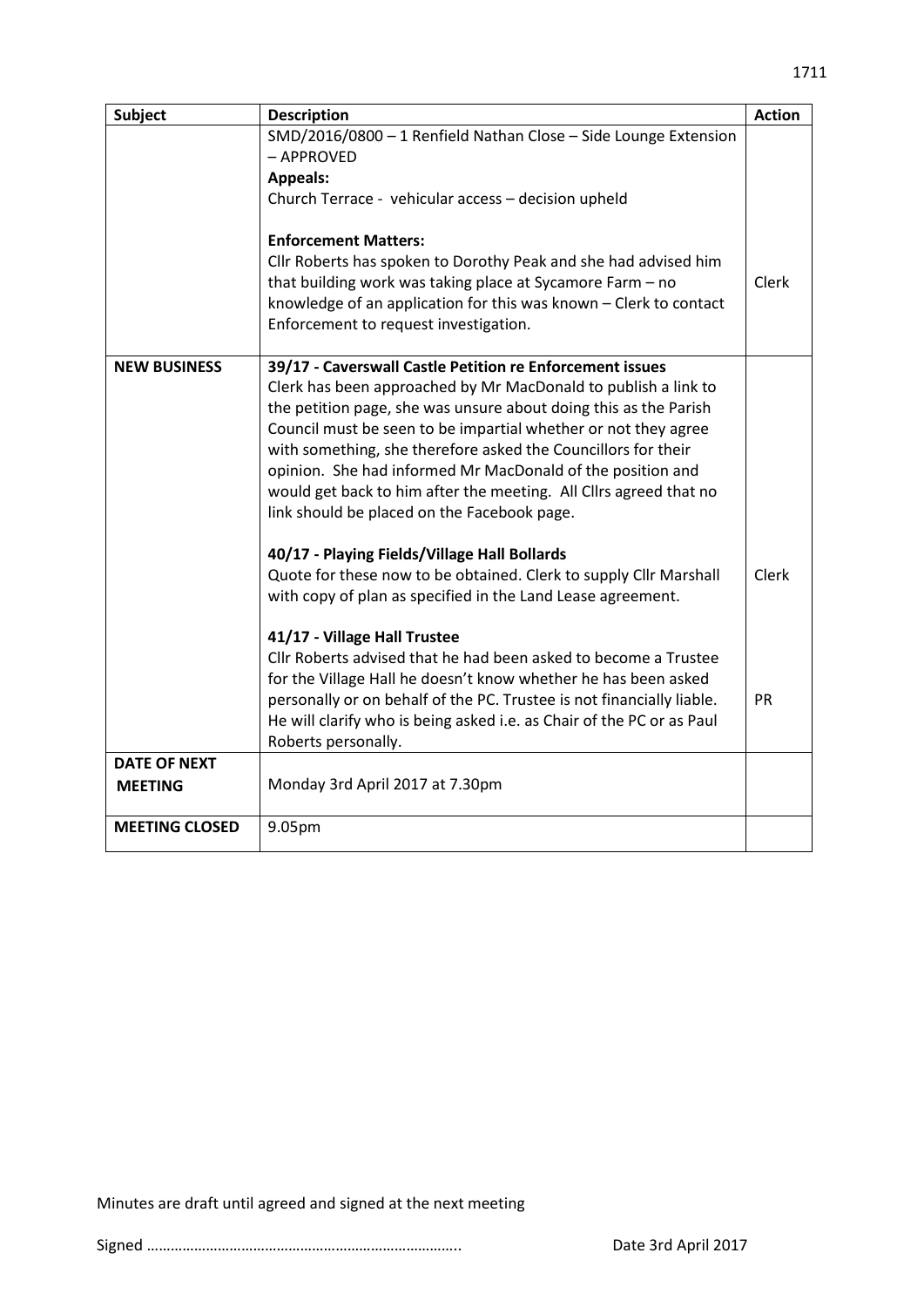| Subject | Description | Action |
|---|---|---|
| | SMD/2016/0800 – 1 Renfield Nathan Close – Side Lounge Extension – APPROVED<br>**Appeals:**<br>Church Terrace - vehicular access – decision upheld<br><br>**Enforcement Matters:**<br>Cllr Roberts has spoken to Dorothy Peak and she had advised him that building work was taking place at Sycamore Farm – no knowledge of an application for this was known – Clerk to contact Enforcement to request investigation. | Clerk |
| **NEW BUSINESS** | **39/17 - Caverswall Castle Petition re Enforcement issues**<br>Clerk has been approached by Mr MacDonald to publish a link to the petition page, she was unsure about doing this as the Parish Council must be seen to be impartial whether or not they agree with something, she therefore asked the Councillors for their opinion. She had informed Mr MacDonald of the position and would get back to him after the meeting. All Cllrs agreed that no link should be placed on the Facebook page.<br><br>**40/17 - Playing Fields/Village Hall Bollards**<br>Quote for these now to be obtained. Clerk to supply Cllr Marshall with copy of plan as specified in the Land Lease agreement.<br><br>**41/17 - Village Hall Trustee**<br>Cllr Roberts advised that he had been asked to become a Trustee for the Village Hall he doesn't know whether he has been asked personally or on behalf of the PC. Trustee is not financially liable. He will clarify who is being asked i.e. as Chair of the PC or as Paul Roberts personally. | Clerk<br><br>PR |
| **DATE OF NEXT MEETING** | Monday 3rd April 2017 at 7.30pm | |
| **MEETING CLOSED** | 9.05pm | |

Minutes are draft until agreed and signed at the next meeting

Signed …………………………………………………………………….. Date 3rd April 2017